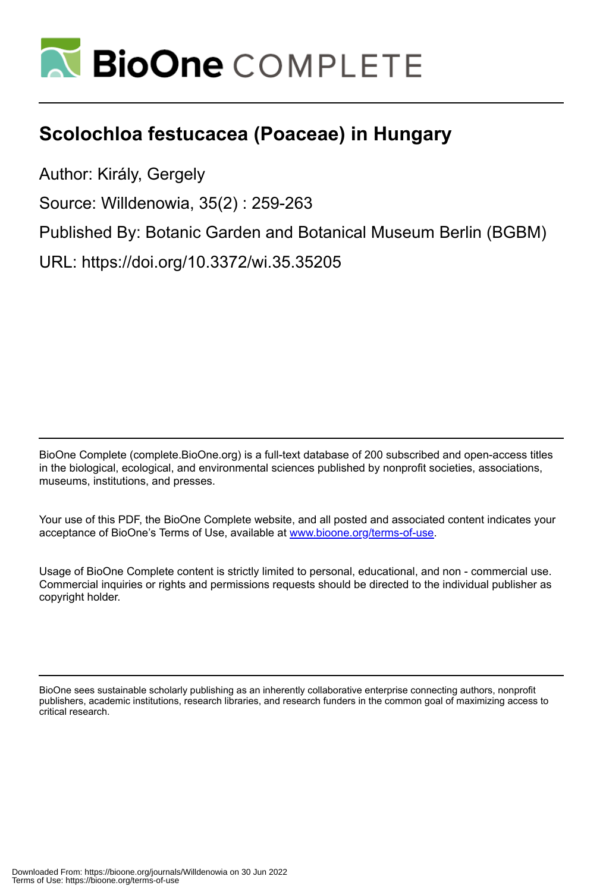# Scolochloa festucacea (Poaceae) in Hungary

Author: Király, Gergely

Source: Willdenowia, 35(2) : 259-263

Published By: Botanic Garden and Botanical Museum Berlin (BGBM)

URL: https://doi.org/10.3372/wi.35.35205

BioOne Complete (complete.BioOne.org) is a full-text database of 200 subscribed and open-access titles in the biological, ecological, and environmental sciences published by nonprofit societies, associations, museums, institutions, and presses.

Your use of this PDF, the BioOne Complete website, and all posted and associated content indicates your acceptance of BioOne's Terms of Use, available at www.bioone.org/terms-of-use.

Usage of BioOne Complete content is strictly limited to personal, educational, and non - commercial use. Commercial inquiries or rights and permissions requests should be directed to the individual publisher as copyright holder.

BioOne sees sustainable scholarly publishing as an inherently collaborative enterprise connecting authors, nonprofit publishers, academic institutions, research libraries, and research funders in the common goal of maximizing access to critical research.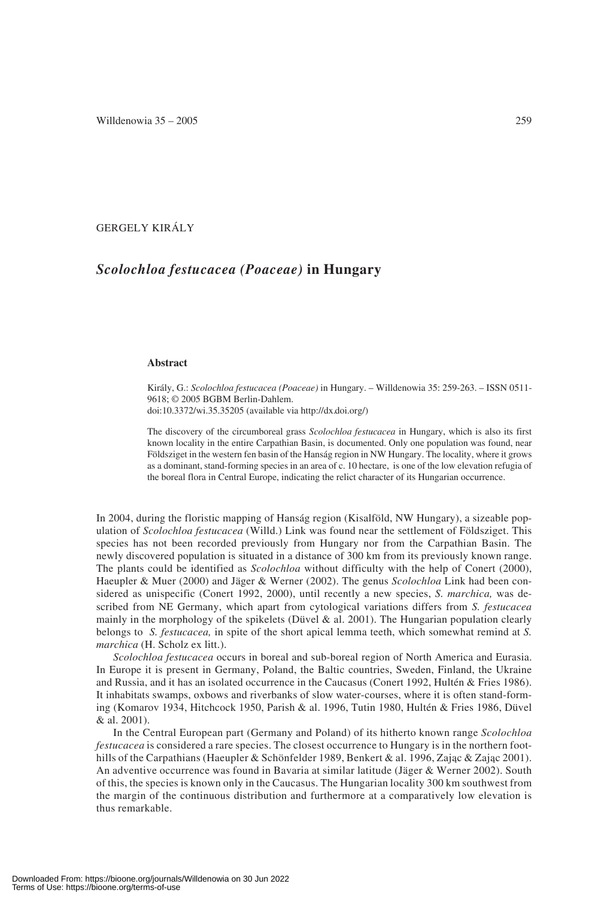GERGELY KIRÁLY

# *Scolochloa festucacea (Poaceae)* in Hungary

### Abstract

Király, G.: *Scolochloa festucacea (Poaceae)* in Hungary. – Willdenowia 35: 259-263. – ISSN 0511-9618; © 2005 BGBM Berlin-Dahlem.
doi:10.3372/wi.35.35205 (available via http://dx.doi.org/)

The discovery of the circumboreal grass *Scolochloa festucacea* in Hungary, which is also its first known locality in the entire Carpathian Basin, is documented. Only one population was found, near Földsziget in the western fen basin of the Hanság region in NW Hungary. The locality, where it grows as a dominant, stand-forming species in an area of c. 10 hectare, is one of the low elevation refugia of the boreal flora in Central Europe, indicating the relict character of its Hungarian occurrence.

In 2004, during the floristic mapping of Hanság region (Kisalföld, NW Hungary), a sizeable population of *Scolochloa festucacea* (Willd.) Link was found near the settlement of Földsziget. This species has not been recorded previously from Hungary nor from the Carpathian Basin. The newly discovered population is situated in a distance of 300 km from its previously known range. The plants could be identified as *Scolochloa* without difficulty with the help of Conert (2000), Haeupler & Muer (2000) and Jäger & Werner (2002). The genus *Scolochloa* Link had been considered as unispecific (Conert 1992, 2000), until recently a new species, *S. marchica,* was described from NE Germany, which apart from cytological variations differs from *S. festucacea* mainly in the morphology of the spikelets (Düvel & al. 2001). The Hungarian population clearly belongs to *S. festucacea,* in spite of the short apical lemma teeth, which somewhat remind at *S. marchica* (H. Scholz ex litt.).

*Scolochloa festucacea* occurs in boreal and sub-boreal region of North America and Eurasia. In Europe it is present in Germany, Poland, the Baltic countries, Sweden, Finland, the Ukraine and Russia, and it has an isolated occurrence in the Caucasus (Conert 1992, Hultén & Fries 1986). It inhabitats swamps, oxbows and riverbanks of slow water-courses, where it is often stand-forming (Komarov 1934, Hitchcock 1950, Parish & al. 1996, Tutin 1980, Hultén & Fries 1986, Düvel & al. 2001).

In the Central European part (Germany and Poland) of its hitherto known range *Scolochloa festucacea* is considered a rare species. The closest occurrence to Hungary is in the northern foothills of the Carpathians (Haeupler & Schönfelder 1989, Benkert & al. 1996, Zając & Zając 2001). An adventive occurrence was found in Bavaria at similar latitude (Jäger & Werner 2002). South of this, the species is known only in the Caucasus. The Hungarian locality 300 km southwest from the margin of the continuous distribution and furthermore at a comparatively low elevation is thus remarkable.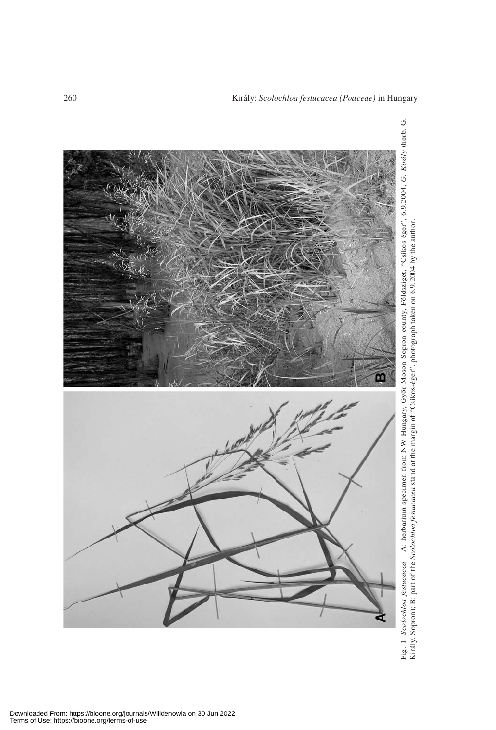Fig. 1. *Scolochloa festucacea* – A: herbarium specimen from NW Hungary, Győr-Moson-Sopron county, Földsziget, "Csíkos-éger", 6.9.2004, *G. Király* (herb. G. Király, Sopron); B: part of the *Scolochloa festucacea* stand at the margin of "Csíkos-éger", photograph taken on 6.9.2004 by the author.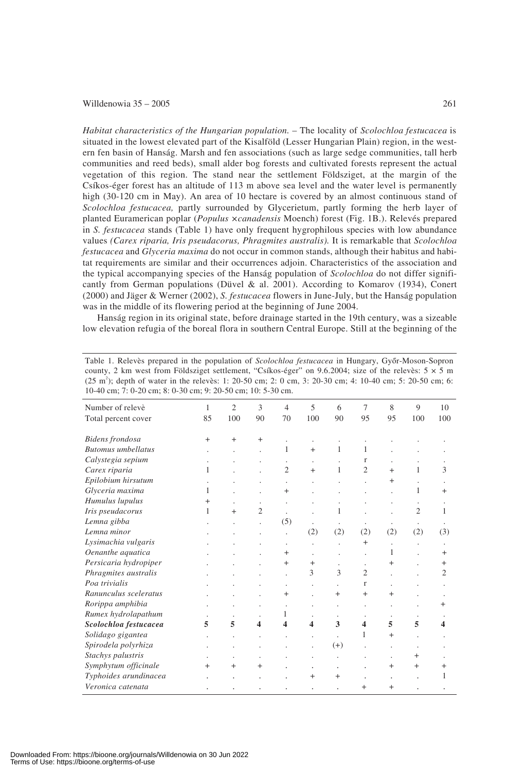*Habitat characteristics of the Hungarian population.* – The locality of *Scolochloa festucacea* is situated in the lowest elevated part of the Kisalföld (Lesser Hungarian Plain) region, in the western fen basin of Hanság. Marsh and fen associations (such as large sedge communities, tall herb communities and reed beds), small alder bog forests and cultivated forests represent the actual vegetation of this region. The stand near the settlement Földsziget, at the margin of the Csíkos-éger forest has an altitude of 113 m above sea level and the water level is permanently high (30-120 cm in May). An area of 10 hectare is covered by an almost continuous stand of *Scolochloa festucacea,* partly surrounded by Glycerietum, partly forming the herb layer of planted Euramerican poplar (*Populus ×canadensis* Moench) forest (Fig. 1B.). Relevés prepared in *S. festucacea* stands (Table 1) have only frequent hygrophilous species with low abundance values *(Carex riparia, Iris pseudacorus, Phragmites australis).* It is remarkable that *Scolochloa festucacea* and *Glyceria maxima* do not occur in common stands, although their habitus and habitat requirements are similar and their occurrences adjoin. Characteristics of the association and the typical accompanying species of the Hanság population of *Scolochloa* do not differ significantly from German populations (Düvel & al. 2001). According to Komarov (1934), Conert (2000) and Jäger & Werner (2002), *S. festucacea* flowers in June-July, but the Hanság population was in the middle of its flowering period at the beginning of June 2004.

Hanság region in its original state, before drainage started in the 19th century, was a sizeable low elevation refugia of the boreal flora in southern Central Europe. Still at the beginning of the

Table 1. Relevès prepared in the population of *Scolochloa festucacea* in Hungary, Győr-Moson-Sopron county, 2 km west from Földsziget settlement, "Csíkos-éger" on 9.6.2004; size of the relevès: 5 × 5 m (25 m$^2$); depth of water in the relevès: 1: 20-50 cm; 2: 0 cm, 3: 20-30 cm; 4: 10-40 cm; 5: 20-50 cm; 6: 10-40 cm; 7: 0-20 cm; 8: 0-30 cm; 9: 20-50 cm; 10: 5-30 cm.

| Number of relevè | 1 | 2 | 3 | 4 | 5 | 6 | 7 | 8 | 9 | 10 |
|---|---|---|---|---|---|---|---|---|---|---|
| Total percent cover | 85 | 100 | 90 | 70 | 100 | 90 | 95 | 95 | 100 | 100 |
| *Bidens frondosa* | + | + | + | . | . | . | . | . | . | . |
| *Butomus umbellatus* | . | . | . | 1 | + | 1 | 1 | . | . | . |
| *Calystegia sepium* | . | . | . | . | . | . | r | . | . | . |
| *Carex riparia* | 1 | . | . | 2 | + | 1 | 2 | + | 1 | 3 |
| *Epilobium hirsutum* | . | . | . | . | . | . | . | + | . | . |
| *Glyceria maxima* | 1 | . | . | + | . | . | . | . | 1 | + |
| *Humulus lupulus* | + | . | . | . | . | . | . | . | . | . |
| *Iris pseudacorus* | 1 | + | 2 | . | . | 1 | . | . | 2 | 1 |
| *Lemna gibba* | . | . | . | (5) | . | . | . | . | . | . |
| *Lemna minor* | . | . | . | . | (2) | (2) | (2) | (2) | (2) | (3) |
| *Lysimachia vulgaris* | . | . | . | . | . | . | + | . | . | . |
| *Oenanthe aquatica* | . | . | . | + | . | . | . | 1 | . | + |
| *Persicaria hydropiper* | . | . | . | + | + | . | . | + | . | + |
| *Phragmites australis* | . | . | . | . | 3 | 3 | 2 | . | . | 2 |
| *Poa trivialis* | . | . | . | . | . | . | r | . | . | . |
| *Ranunculus sceleratus* | . | . | . | + | . | + | + | + | . | . |
| *Rorippa amphibia* | . | . | . | . | . | . | . | . | . | + |
| *Rumex hydrolapathum* | . | . | . | 1 | . | . | . | . | . | . |
| ***Scolochloa festucacea*** | **5** | **5** | **4** | **4** | **4** | **3** | **4** | **5** | **5** | **4** |
| *Solidago gigantea* | . | . | . | . | . | . | 1 | + | . | . |
| *Spirodela polyrhiza* | . | . | . | . | . | (+) | . | . | . | . |
| *Stachys palustris* | . | . | . | . | . | . | . | . | + | . |
| *Symphytum officinale* | + | + | + | . | . | . | . | + | + | + |
| *Typhoides arundinacea* | . | . | . | . | + | + | . | . | . | 1 |
| *Veronica catenata* | . | . | . | . | . | . | + | + | . | . |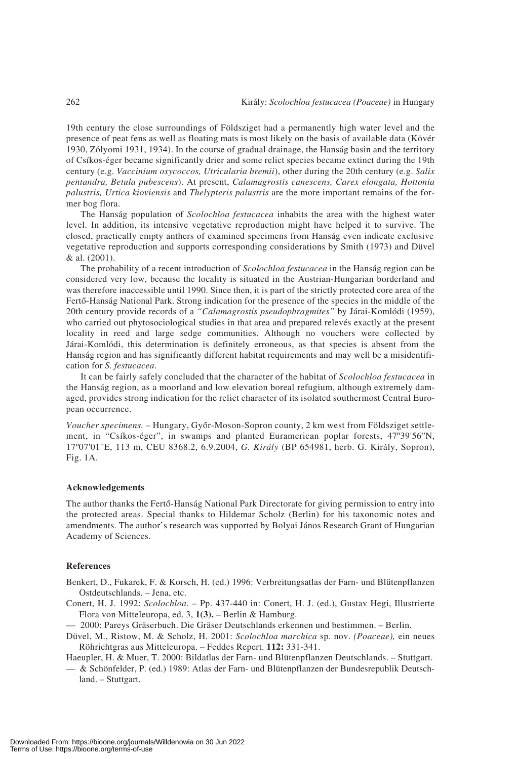19th century the close surroundings of Földsziget had a permanently high water level and the presence of peat fens as well as floating mats is most likely on the basis of available data (Kövér 1930, Zólyomi 1931, 1934). In the course of gradual drainage, the Hanság basin and the territory of Csíkos-éger became significantly drier and some relict species became extinct during the 19th century (e.g. *Vaccinium oxycoccos, Utricularia bremii*), other during the 20th century (e.g. *Salix pentandra, Betula pubescens*). At present, *Calamagrostis canescens, Carex elongata, Hottonia palustris, Urtica kioviensis* and *Thelypteris palustris* are the more important remains of the former bog flora.

The Hanság population of *Scolochloa festucacea* inhabits the area with the highest water level. In addition, its intensive vegetative reproduction might have helped it to survive. The closed, practically empty anthers of examined specimens from Hanság even indicate exclusive vegetative reproduction and supports corresponding considerations by Smith (1973) and Düvel & al. (2001).

The probability of a recent introduction of *Scolochloa festucacea* in the Hanság region can be considered very low, because the locality is situated in the Austrian-Hungarian borderland and was therefore inaccessible until 1990. Since then, it is part of the strictly protected core area of the Fertő-Hanság National Park. Strong indication for the presence of the species in the middle of the 20th century provide records of a *"Calamagrostis pseudophragmites"* by Járai-Komlódi (1959), who carried out phytosociological studies in that area and prepared relevés exactly at the present locality in reed and large sedge communities. Although no vouchers were collected by Járai-Komlódi, this determination is definitely erroneous, as that species is absent from the Hanság region and has significantly different habitat requirements and may well be a misidentification for *S. festucacea*.

It can be fairly safely concluded that the character of the habitat of *Scolochloa festucacea* in the Hanság region, as a moorland and low elevation boreal refugium, although extremely damaged, provides strong indication for the relict character of its isolated southermost Central European occurrence.

*Voucher specimens.* – Hungary, Győr-Moson-Sopron county, 2 km west from Földsziget settlement, in "Csíkos-éger", in swamps and planted Euramerican poplar forests, 47º39'56''N, 17º07'01''E, 113 m, CEU 8368.2, 6.9.2004, *G. Király* (BP 654981, herb. G. Király, Sopron), Fig. 1A.

### Acknowledgements

The author thanks the Fertő-Hanság National Park Directorate for giving permission to entry into the protected areas. Special thanks to Hildemar Scholz (Berlin) for his taxonomic notes and amendments. The author's research was supported by Bolyai János Research Grant of Hungarian Academy of Sciences.

### References

Benkert, D., Fukarek, F. & Korsch, H. (ed.) 1996: Verbreitungsatlas der Farn- und Blütenpflanzen Ostdeutschlands. – Jena, etc.

Conert, H. J. 1992: *Scolochloa*. – Pp. 437-440 in: Conert, H. J. (ed.), Gustav Hegi, Illustrierte Flora von Mitteleuropa, ed. 3, **1(3).** – Berlin & Hamburg.

— 2000: Pareys Gräserbuch. Die Gräser Deutschlands erkennen und bestimmen. – Berlin.

Düvel, M., Ristow, M. & Scholz, H. 2001: *Scolochloa marchica* sp. nov. *(Poaceae),* ein neues Röhrichtgras aus Mitteleuropa. – Feddes Repert. **112:** 331-341.

Haeupler, H. & Muer, T. 2000: Bildatlas der Farn- und Blütenpflanzen Deutschlands. – Stuttgart.

— & Schönfelder, P. (ed.) 1989: Atlas der Farn- und Blütenpflanzen der Bundesrepublik Deutschland. – Stuttgart.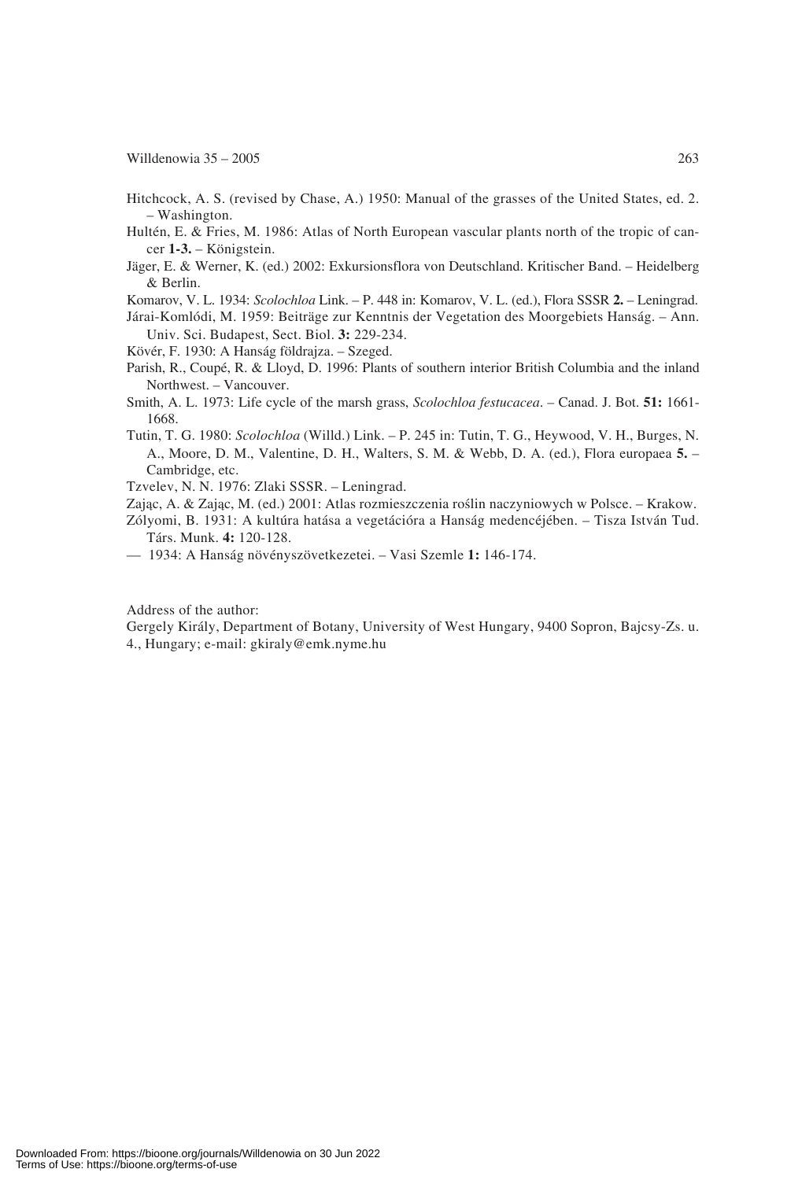Hitchcock, A. S. (revised by Chase, A.) 1950: Manual of the grasses of the United States, ed. 2. – Washington.

Hultén, E. & Fries, M. 1986: Atlas of North European vascular plants north of the tropic of cancer **1-3.** – Königstein.

Jäger, E. & Werner, K. (ed.) 2002: Exkursionsflora von Deutschland. Kritischer Band. – Heidelberg & Berlin.

Komarov, V. L. 1934: *Scolochloa* Link. – P. 448 in: Komarov, V. L. (ed.), Flora SSSR **2.** – Leningrad.

Járai-Komlódi, M. 1959: Beiträge zur Kenntnis der Vegetation des Moorgebiets Hanság. – Ann. Univ. Sci. Budapest, Sect. Biol. **3:** 229-234.

Kövér, F. 1930: A Hanság földrajza. – Szeged.

Parish, R., Coupé, R. & Lloyd, D. 1996: Plants of southern interior British Columbia and the inland Northwest. – Vancouver.

Smith, A. L. 1973: Life cycle of the marsh grass, *Scolochloa festucacea*. – Canad. J. Bot. **51:** 1661-1668.

Tutin, T. G. 1980: *Scolochloa* (Willd.) Link. – P. 245 in: Tutin, T. G., Heywood, V. H., Burges, N. A., Moore, D. M., Valentine, D. H., Walters, S. M. & Webb, D. A. (ed.), Flora europaea **5.** – Cambridge, etc.

Tzvelev, N. N. 1976: Zlaki SSSR. – Leningrad.

Zając, A. & Zając, M. (ed.) 2001: Atlas rozmieszczenia roślin naczyniowych w Polsce. – Krakow.

Zólyomi, B. 1931: A kultúra hatása a vegetációra a Hanság medencéjében. – Tisza István Tud. Társ. Munk. **4:** 120-128.

— 1934: A Hanság növényszövetkezetei. – Vasi Szemle **1:** 146-174.

Address of the author:

Gergely Király, Department of Botany, University of West Hungary, 9400 Sopron, Bajcsy-Zs. u. 4., Hungary; e-mail: gkiraly@emk.nyme.hu